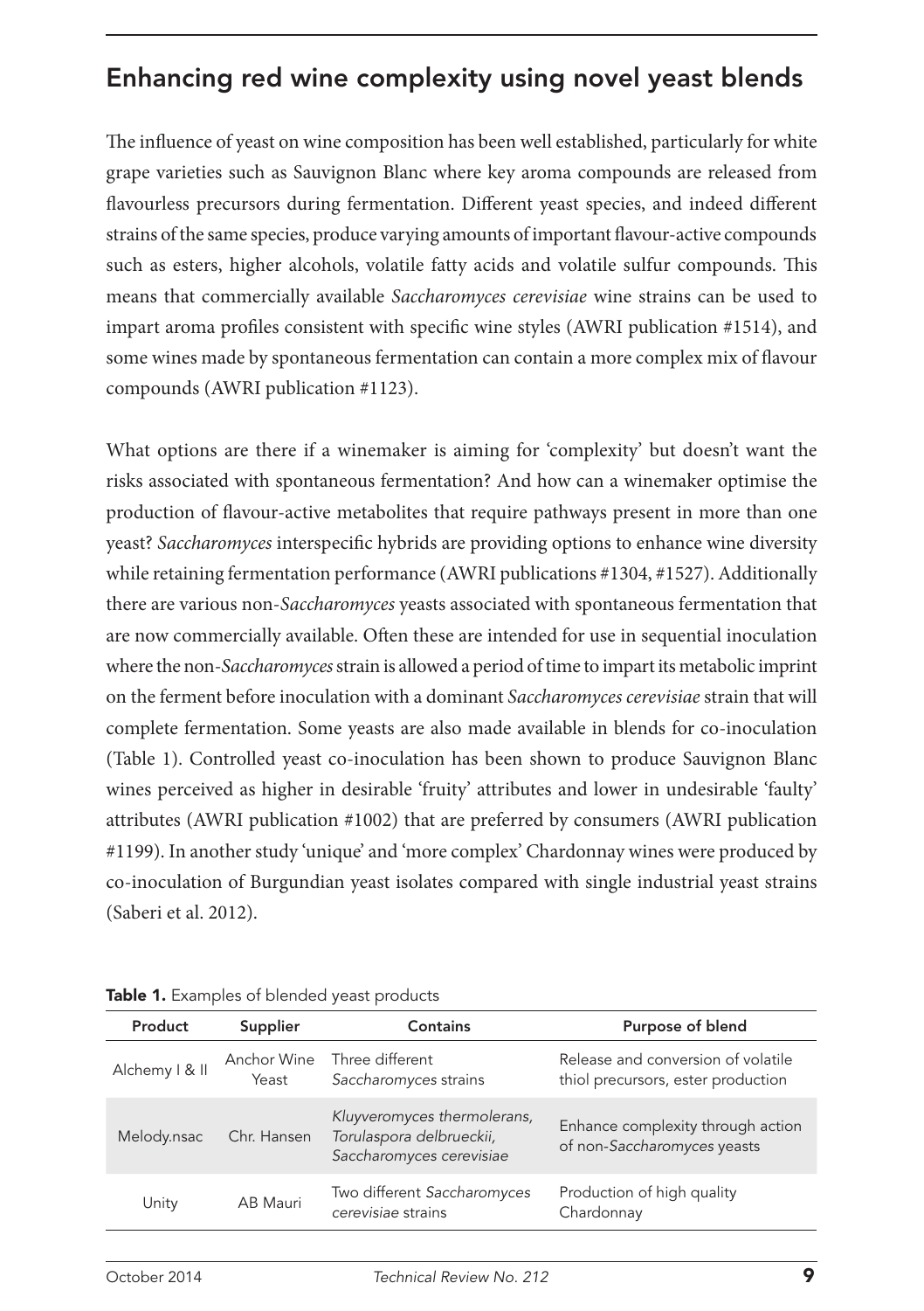## Enhancing red wine complexity using novel yeast blends

The influence of yeast on wine composition has been well established, particularly for white grape varieties such as Sauvignon Blanc where key aroma compounds are released from flavourless precursors during fermentation. Different yeast species, and indeed different strains of the same species, produce varying amounts of important flavour-active compounds such as esters, higher alcohols, volatile fatty acids and volatile sulfur compounds. This means that commercially available *Saccharomyces cerevisiae* wine strains can be used to impart aroma profiles consistent with specific wine styles (AWRI publication #1514), and some wines made by spontaneous fermentation can contain a more complex mix of flavour compounds (AWRI publication #1123).

What options are there if a winemaker is aiming for 'complexity' but doesn't want the risks associated with spontaneous fermentation? And how can a winemaker optimise the production of flavour-active metabolites that require pathways present in more than one yeast? *Saccharomyces* interspecific hybrids are providing options to enhance wine diversity while retaining fermentation performance (AWRI publications #1304, #1527). Additionally there are various non-*Saccharomyces* yeasts associated with spontaneous fermentation that are now commercially available. Often these are intended for use in sequential inoculation where the non-*Saccharomyces* strain is allowed a period of time to impart its metabolic imprint on the ferment before inoculation with a dominant *Saccharomyces cerevisiae* strain that will complete fermentation. Some yeasts are also made available in blends for co-inoculation (Table 1). Controlled yeast co-inoculation has been shown to produce Sauvignon Blanc wines perceived as higher in desirable 'fruity' attributes and lower in undesirable 'faulty' attributes (AWRI publication #1002) that are preferred by consumers (AWRI publication #1199). In another study 'unique' and 'more complex' Chardonnay wines were produced by co-inoculation of Burgundian yeast isolates compared with single industrial yeast strains (Saberi et al. 2012).

**Table 1.** Examples of blended yeast products

| Product | Supplier | Contains | Purpose of blend |
|---|---|---|---|
| Alchemy I & II | Anchor Wine Yeast | Three different *Saccharomyces* strains | Release and conversion of volatile thiol precursors, ester production |
| Melody.nsac | Chr. Hansen | *Kluyveromyces thermolerans, Torulaspora delbrueckii, Saccharomyces cerevisiae* | Enhance complexity through action of non-*Saccharomyces* yeasts |
| Unity | AB Mauri | Two different *Saccharomyces cerevisiae* strains | Production of high quality Chardonnay |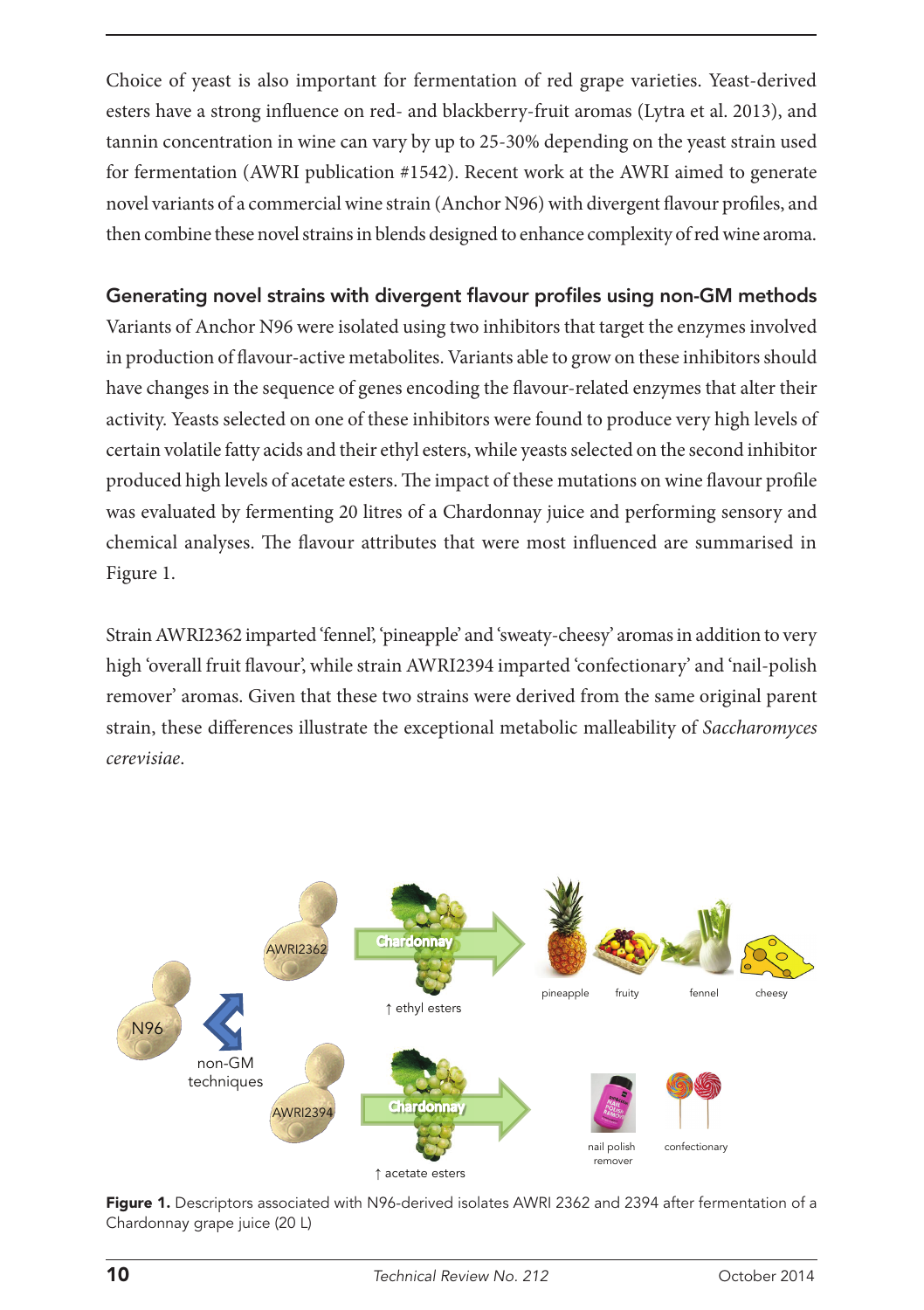Choice of yeast is also important for fermentation of red grape varieties. Yeast-derived esters have a strong influence on red- and blackberry-fruit aromas (Lytra et al. 2013), and tannin concentration in wine can vary by up to 25-30% depending on the yeast strain used for fermentation (AWRI publication #1542). Recent work at the AWRI aimed to generate novel variants of a commercial wine strain (Anchor N96) with divergent flavour profiles, and then combine these novel strains in blends designed to enhance complexity of red wine aroma.

## Generating novel strains with divergent flavour profiles using non-GM methods

Variants of Anchor N96 were isolated using two inhibitors that target the enzymes involved in production of flavour-active metabolites. Variants able to grow on these inhibitors should have changes in the sequence of genes encoding the flavour-related enzymes that alter their activity. Yeasts selected on one of these inhibitors were found to produce very high levels of certain volatile fatty acids and their ethyl esters, while yeasts selected on the second inhibitor produced high levels of acetate esters. The impact of these mutations on wine flavour profile was evaluated by fermenting 20 litres of a Chardonnay juice and performing sensory and chemical analyses. The flavour attributes that were most influenced are summarised in Figure 1.

Strain AWRI2362 imparted 'fennel', 'pineapple' and 'sweaty-cheesy' aromas in addition to very high 'overall fruit flavour', while strain AWRI2394 imparted 'confectionary' and 'nail-polish remover' aromas. Given that these two strains were derived from the same original parent strain, these differences illustrate the exceptional metabolic malleability of *Saccharomyces cerevisiae*.

N96

non-GM techniques

AWRI2362

Chardonnay

↑ ethyl esters

pineapple

fruity

fennel

cheesy

AWRI2394

Chardonnay

↑ acetate esters

nail polish remover

confectionary

**Figure 1.** Descriptors associated with N96-derived isolates AWRI 2362 and 2394 after fermentation of a Chardonnay grape juice (20 L)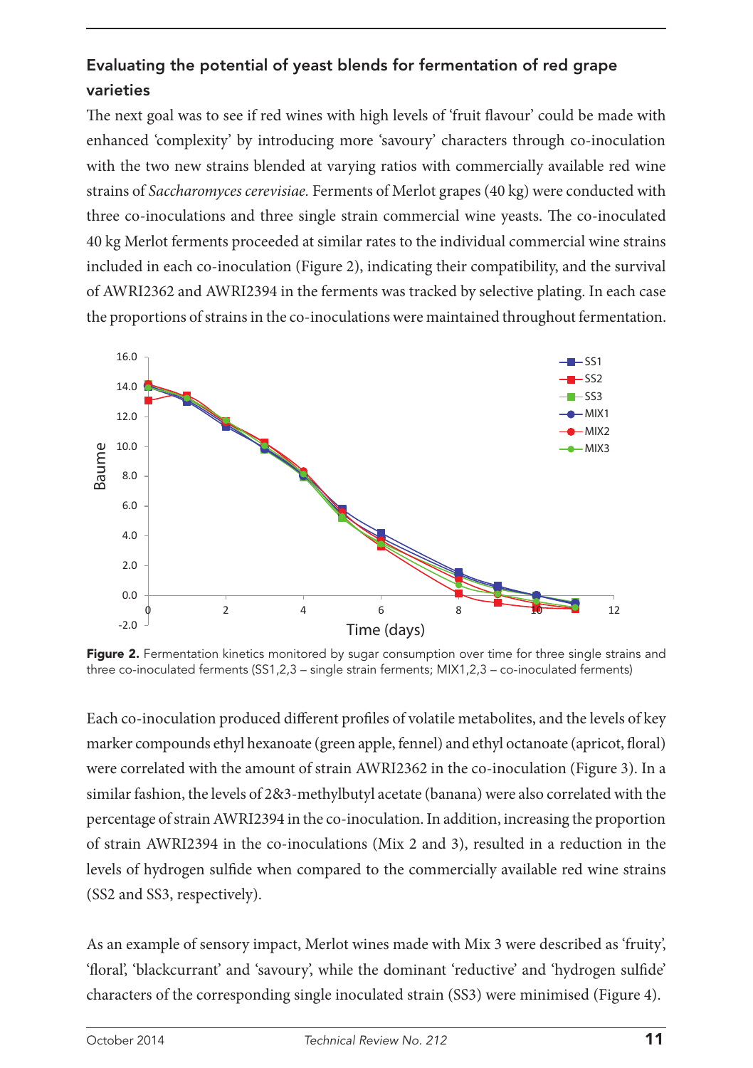### Evaluating the potential of yeast blends for fermentation of red grape varieties

The next goal was to see if red wines with high levels of 'fruit flavour' could be made with enhanced 'complexity' by introducing more 'savoury' characters through co-inoculation with the two new strains blended at varying ratios with commercially available red wine strains of *Saccharomyces cerevisiae.* Ferments of Merlot grapes (40 kg) were conducted with three co-inoculations and three single strain commercial wine yeasts. The co-inoculated 40 kg Merlot ferments proceeded at similar rates to the individual commercial wine strains included in each co-inoculation (Figure 2), indicating their compatibility, and the survival of AWRI2362 and AWRI2394 in the ferments was tracked by selective plating. In each case the proportions of strains in the co-inoculations were maintained throughout fermentation.

Baume
16.0
14.0
12.0
10.0
8.0
6.0
4.0
2.0
0.0
-2.0
0
2
4
6
8
10
12
Time (days)
SS1
SS2
SS3
MIX1
MIX2
MIX3

**Figure 2.** Fermentation kinetics monitored by sugar consumption over time for three single strains and three co-inoculated ferments (SS1,2,3 – single strain ferments; MIX1,2,3 – co-inoculated ferments)

Each co-inoculation produced different profiles of volatile metabolites, and the levels of key marker compounds ethyl hexanoate (green apple, fennel) and ethyl octanoate (apricot, floral) were correlated with the amount of strain AWRI2362 in the co-inoculation (Figure 3). In a similar fashion, the levels of 2&3-methylbutyl acetate (banana) were also correlated with the percentage of strain AWRI2394 in the co-inoculation. In addition, increasing the proportion of strain AWRI2394 in the co-inoculations (Mix 2 and 3), resulted in a reduction in the levels of hydrogen sulfide when compared to the commercially available red wine strains (SS2 and SS3, respectively).

As an example of sensory impact, Merlot wines made with Mix 3 were described as 'fruity', 'floral', 'blackcurrant' and 'savoury', while the dominant 'reductive' and 'hydrogen sulfide' characters of the corresponding single inoculated strain (SS3) were minimised (Figure 4).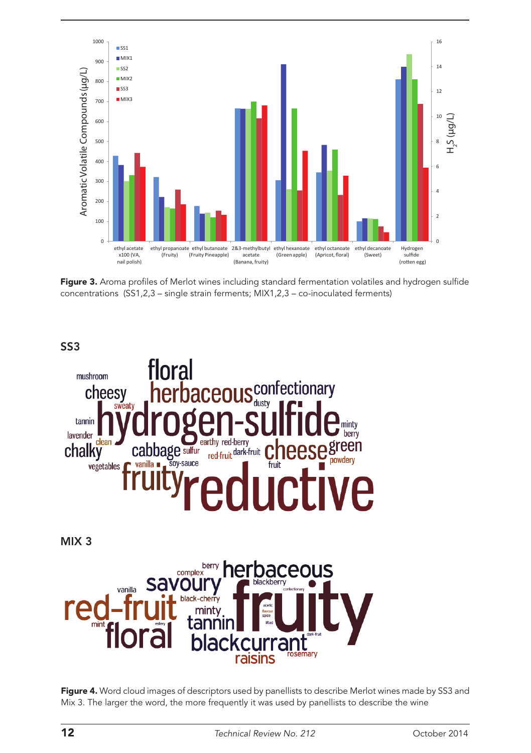1000
900
800
700
600
500
400
300
200
100
0

Aromatic Volatile Compounds (µg/L)

SS1
MIX1
SS2
MIX2
SS3
MIX3

16
14
12
10
8
6
4
2
0

$H_2S$ (µg/L)

ethyl acetate x100 (VA, nail polish)
ethyl propanoate (Fruity)
ethyl butanoate (Fruity Pineapple)
2&3-methylbutyl acetate (Banana, fruity)
ethyl hexanoate (Green apple)
ethyl octanoate (Apricot, floral)
ethyl decanoate (Sweet)
Hydrogen sulfide (rotten egg)

**Figure 3.** Aroma profiles of Merlot wines including standard fermentation volatiles and hydrogen sulfide concentrations (SS1,2,3 – single strain ferments; MIX1,2,3 – co-inoculated ferments)

SS3

mushroom floral cheesy herbaceous confectionary sweaty dusty tannin hydrogen-sulfide minty lavender berry clean earthy red-berry chalky cabbage sulfur red-fruit dark-fruit cheese green vanilla soy-sauce fruit powdery vegetables fruity reductive

MIX 3

berry complex herbaceous vanilla savoury blackberry confectionary red-fruit black-cherry minty acetic flavour spice mint estery tannin lifted floral fruity blackcurrant dark-fruit raisins rosemary

**Figure 4.** Word cloud images of descriptors used by panellists to describe Merlot wines made by SS3 and Mix 3. The larger the word, the more frequently it was used by panellists to describe the wine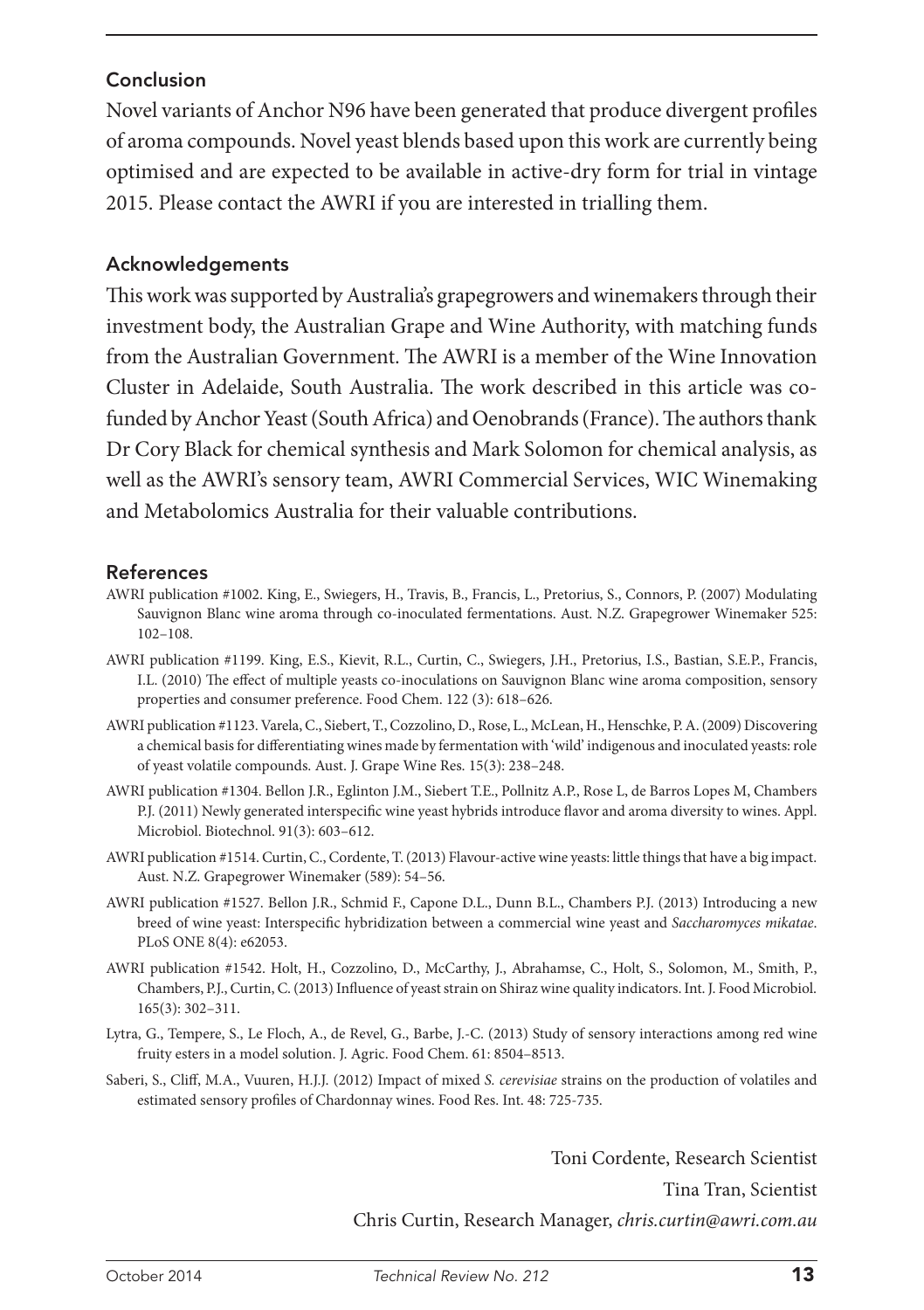## Conclusion

Novel variants of Anchor N96 have been generated that produce divergent profiles of aroma compounds. Novel yeast blends based upon this work are currently being optimised and are expected to be available in active-dry form for trial in vintage 2015. Please contact the AWRI if you are interested in trialling them.

## Acknowledgements

This work was supported by Australia's grapegrowers and winemakers through their investment body, the Australian Grape and Wine Authority, with matching funds from the Australian Government. The AWRI is a member of the Wine Innovation Cluster in Adelaide, South Australia. The work described in this article was co-funded by Anchor Yeast (South Africa) and Oenobrands (France). The authors thank Dr Cory Black for chemical synthesis and Mark Solomon for chemical analysis, as well as the AWRI's sensory team, AWRI Commercial Services, WIC Winemaking and Metabolomics Australia for their valuable contributions.

## References

AWRI publication #1002. King, E., Swiegers, H., Travis, B., Francis, L., Pretorius, S., Connors, P. (2007) Modulating Sauvignon Blanc wine aroma through co-inoculated fermentations. Aust. N.Z. Grapegrower Winemaker 525: 102–108.

AWRI publication #1199. King, E.S., Kievit, R.L., Curtin, C., Swiegers, J.H., Pretorius, I.S., Bastian, S.E.P., Francis, I.L. (2010) The effect of multiple yeasts co-inoculations on Sauvignon Blanc wine aroma composition, sensory properties and consumer preference. Food Chem. 122 (3): 618–626.

AWRI publication #1123. Varela, C., Siebert, T., Cozzolino, D., Rose, L., McLean, H., Henschke, P. A. (2009) Discovering a chemical basis for differentiating wines made by fermentation with 'wild' indigenous and inoculated yeasts: role of yeast volatile compounds. Aust. J. Grape Wine Res. 15(3): 238–248.

AWRI publication #1304. Bellon J.R., Eglinton J.M., Siebert T.E., Pollnitz A.P., Rose L, de Barros Lopes M, Chambers P.J. (2011) Newly generated interspecific wine yeast hybrids introduce flavor and aroma diversity to wines. Appl. Microbiol. Biotechnol. 91(3): 603–612.

AWRI publication #1514. Curtin, C., Cordente, T. (2013) Flavour-active wine yeasts: little things that have a big impact. Aust. N.Z. Grapegrower Winemaker (589): 54–56.

AWRI publication #1527. Bellon J.R., Schmid F., Capone D.L., Dunn B.L., Chambers P.J. (2013) Introducing a new breed of wine yeast: Interspecific hybridization between a commercial wine yeast and *Saccharomyces mikatae*. PLoS ONE 8(4): e62053.

AWRI publication #1542. Holt, H., Cozzolino, D., McCarthy, J., Abrahamse, C., Holt, S., Solomon, M., Smith, P., Chambers, P.J., Curtin, C. (2013) Influence of yeast strain on Shiraz wine quality indicators. Int. J. Food Microbiol. 165(3): 302–311.

Lytra, G., Tempere, S., Le Floch, A., de Revel, G., Barbe, J.-C. (2013) Study of sensory interactions among red wine fruity esters in a model solution. J. Agric. Food Chem. 61: 8504–8513.

Saberi, S., Cliff, M.A., Vuuren, H.J.J. (2012) Impact of mixed *S. cerevisiae* strains on the production of volatiles and estimated sensory profiles of Chardonnay wines. Food Res. Int. 48: 725-735.

Toni Cordente, Research Scientist

Tina Tran, Scientist

Chris Curtin, Research Manager, *chris.curtin@awri.com.au*